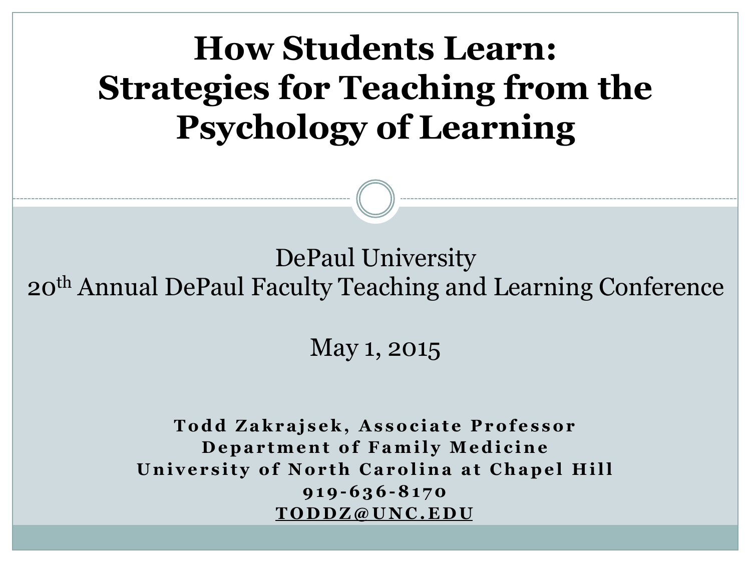# How Students Learn: Strategies for Teaching from the Psychology of Learning

DePaul University
20th Annual DePaul Faculty Teaching and Learning Conference

May 1, 2015

**Todd Zakrajsek, Associate Professor**
**Department of Family Medicine**
**University of North Carolina at Chapel Hill**
**919-636-8170**
**TODDZ@UNC.EDU**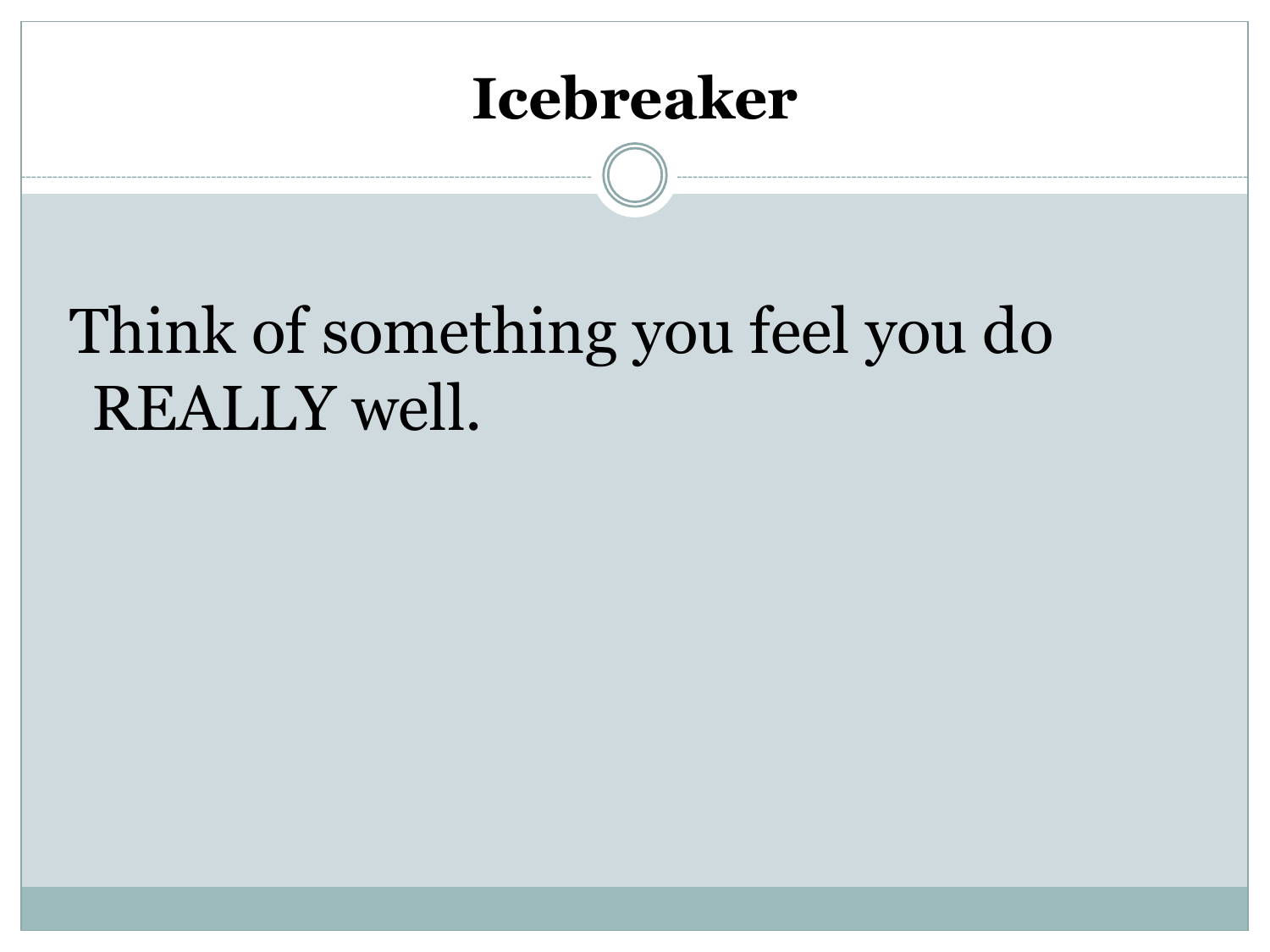# Icebreaker

Think of something you feel you do REALLY well.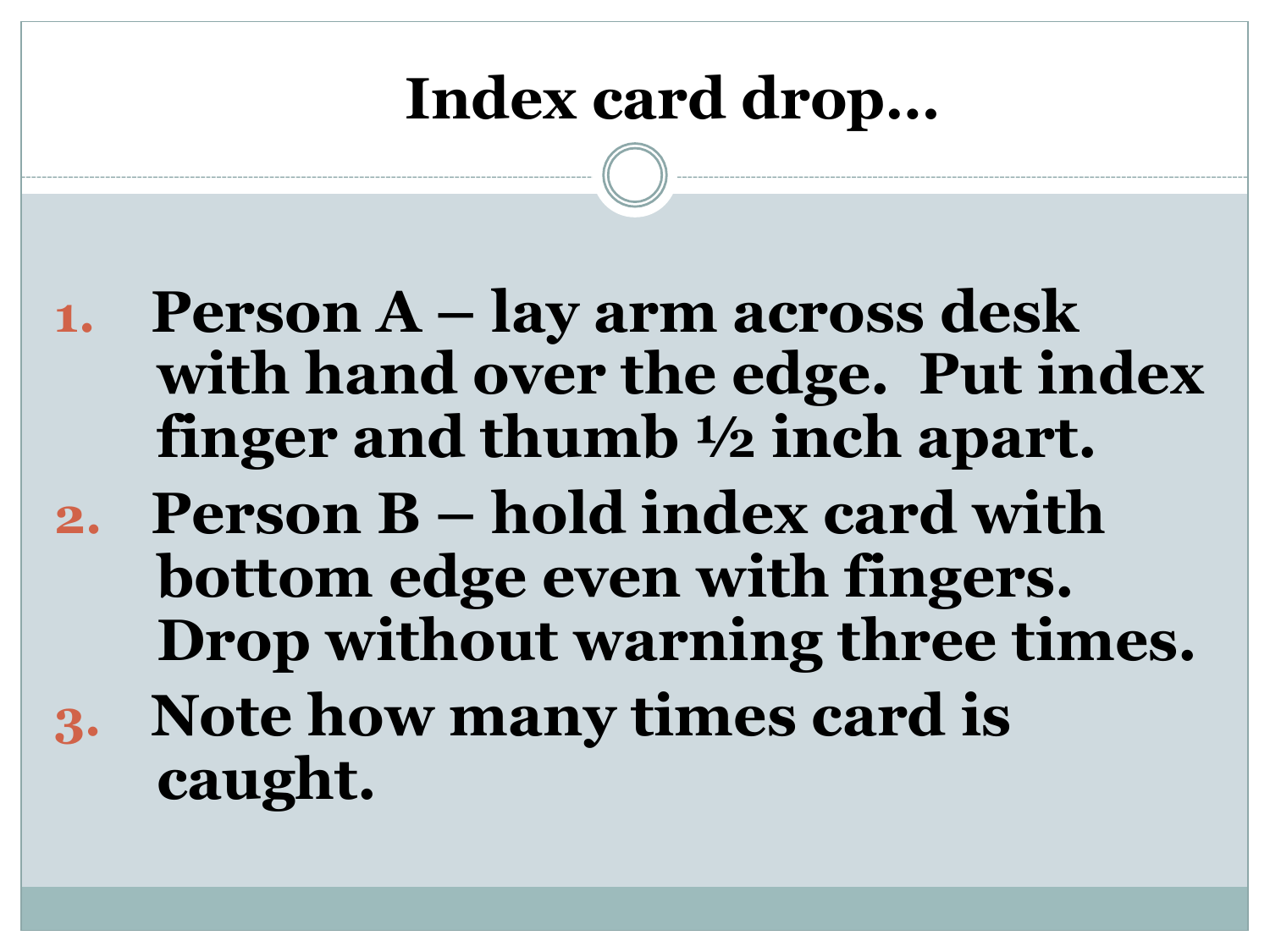# Index card drop…

1. Person A – lay arm across desk with hand over the edge. Put index finger and thumb ½ inch apart.
2. Person B – hold index card with bottom edge even with fingers. Drop without warning three times.
3. Note how many times card is caught.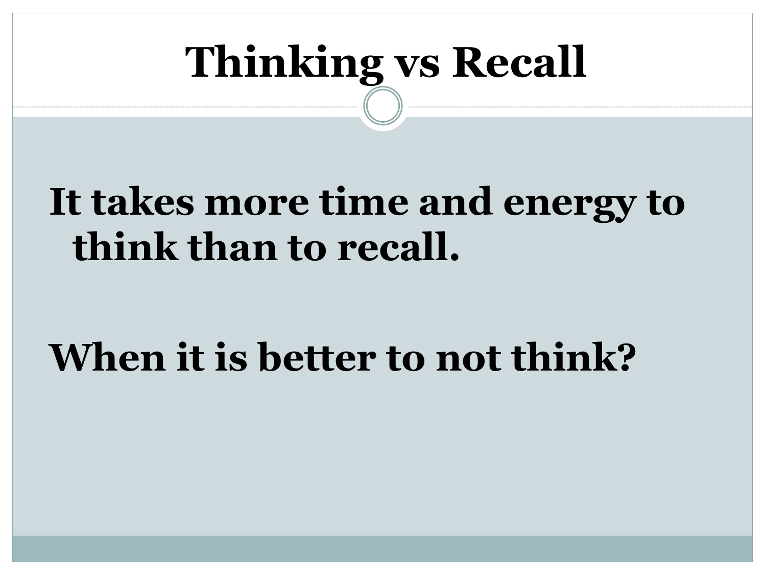# Thinking vs Recall

**It takes more time and energy to think than to recall.**

**When it is better to not think?**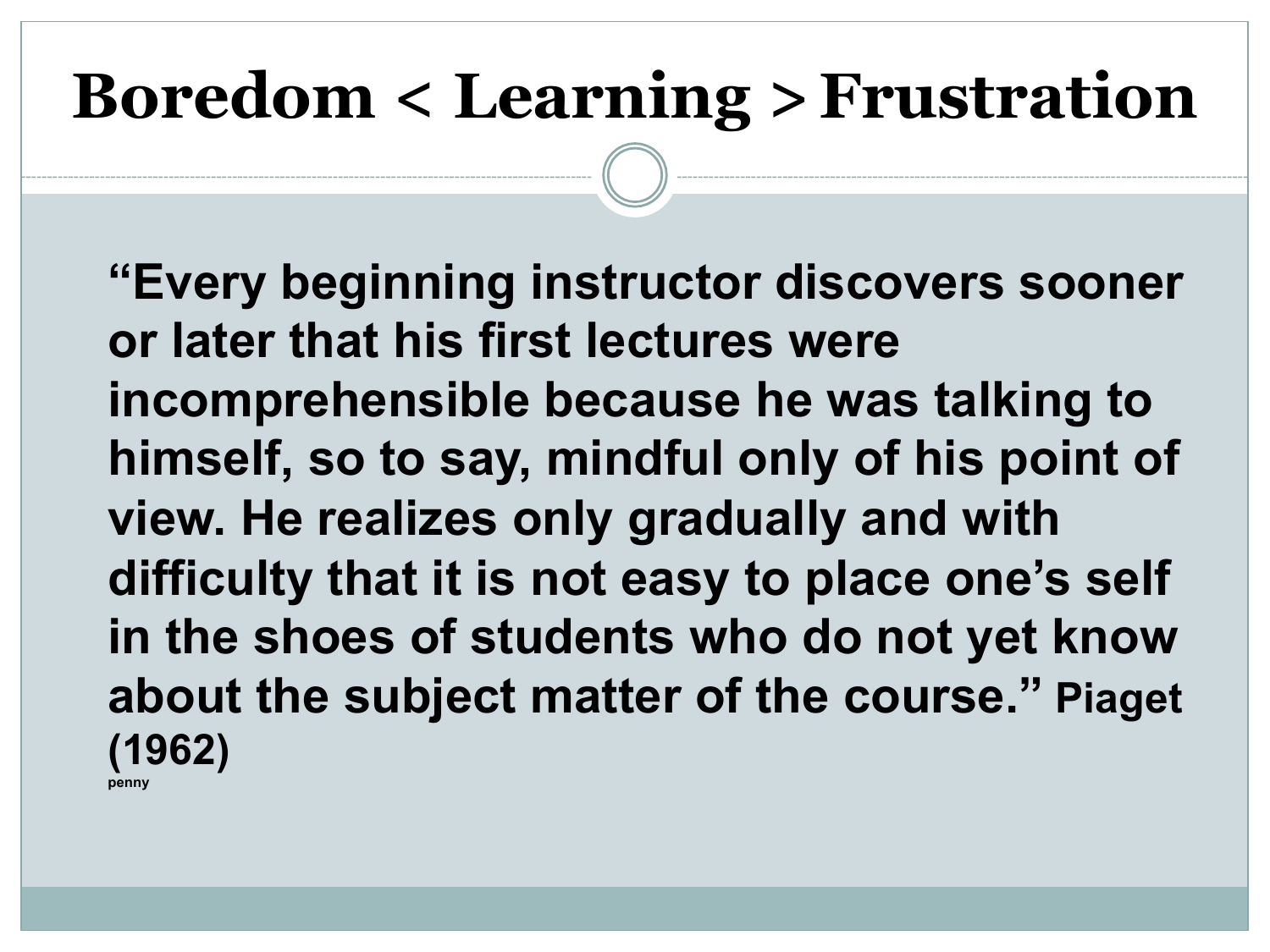# Boredom < Learning > Frustration

**"Every beginning instructor discovers sooner or later that his first lectures were incomprehensible because he was talking to himself, so to say, mindful only of his point of view. He realizes only gradually and with difficulty that it is not easy to place one's self in the shoes of students who do not yet know about the subject matter of the course." Piaget (1962)**

penny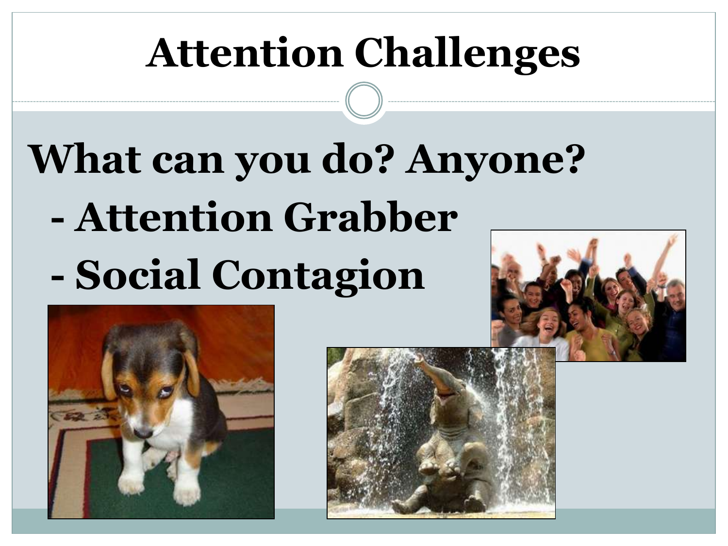# Attention Challenges

**What can you do? Anyone?**

- **Attention Grabber**
- **Social Contagion**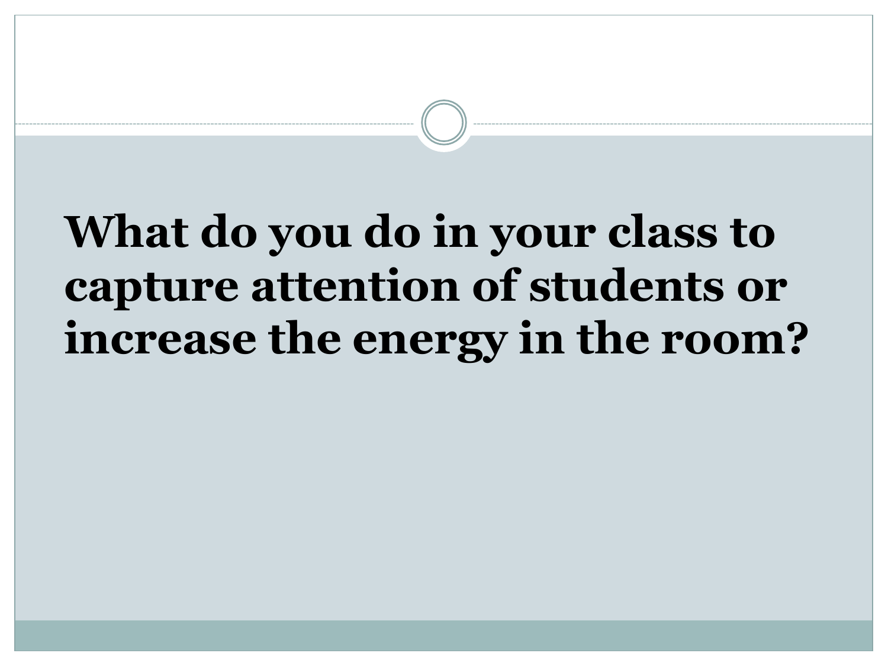**What do you do in your class to capture attention of students or increase the energy in the room?**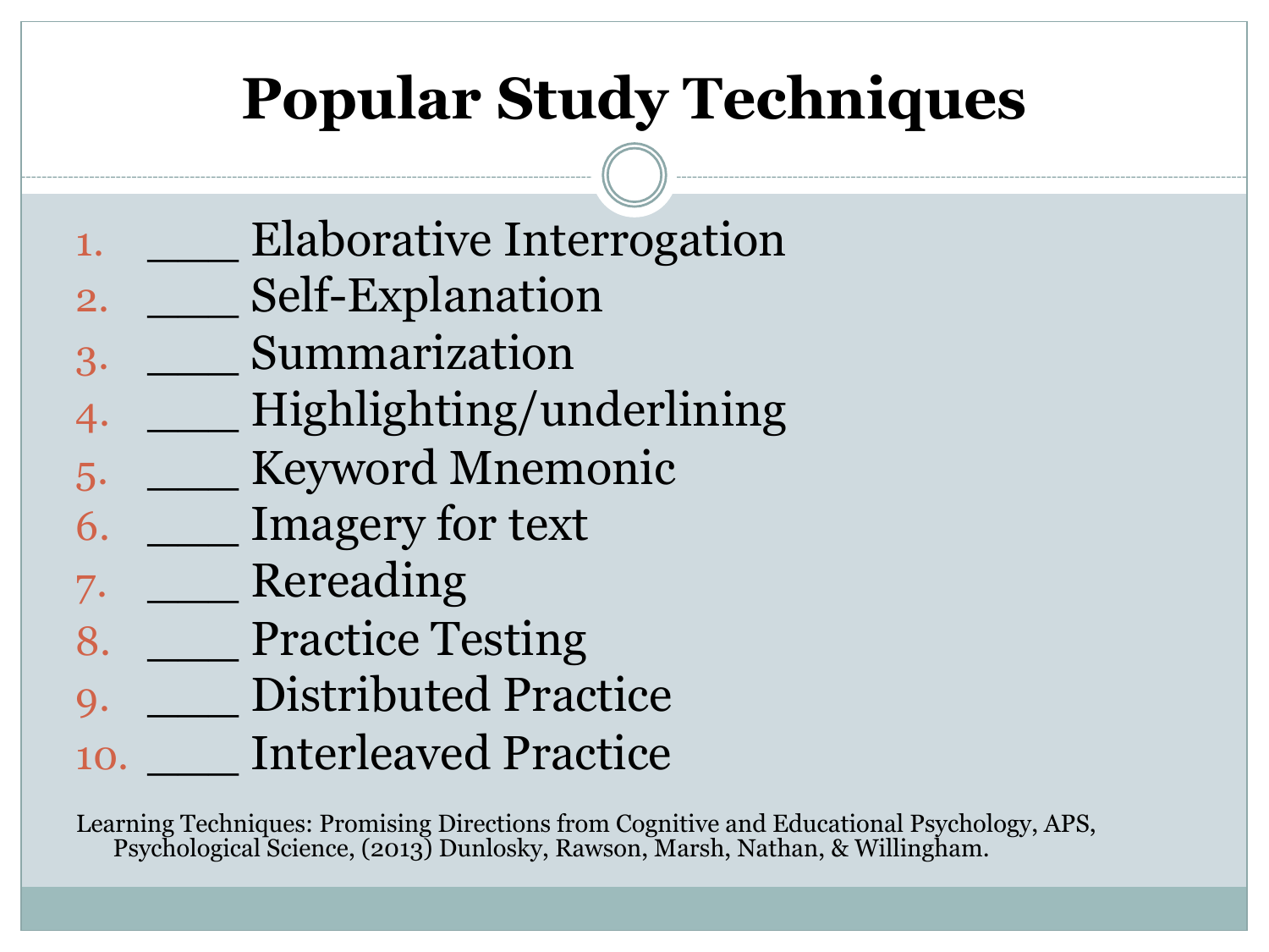# Popular Study Techniques

1. ____ Elaborative Interrogation
2. ____ Self-Explanation
3. ____ Summarization
4. ____ Highlighting/underlining
5. ____ Keyword Mnemonic
6. ____ Imagery for text
7. ____ Rereading
8. ____ Practice Testing
9. ____ Distributed Practice
10. ____ Interleaved Practice

Learning Techniques: Promising Directions from Cognitive and Educational Psychology, APS, Psychological Science, (2013) Dunlosky, Rawson, Marsh, Nathan, & Willingham.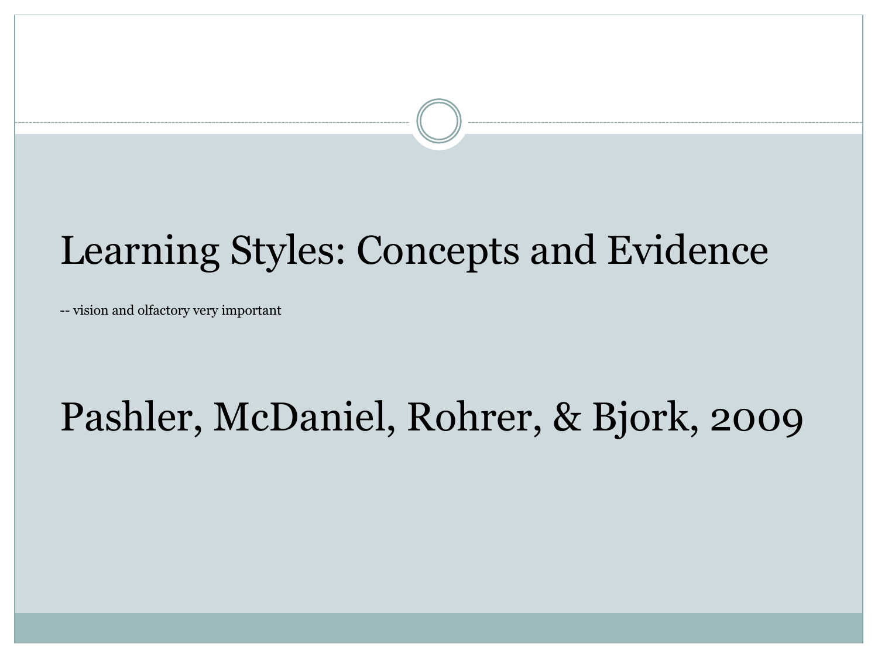# Learning Styles: Concepts and Evidence

-- vision and olfactory very important

# Pashler, McDaniel, Rohrer, & Bjork, 2009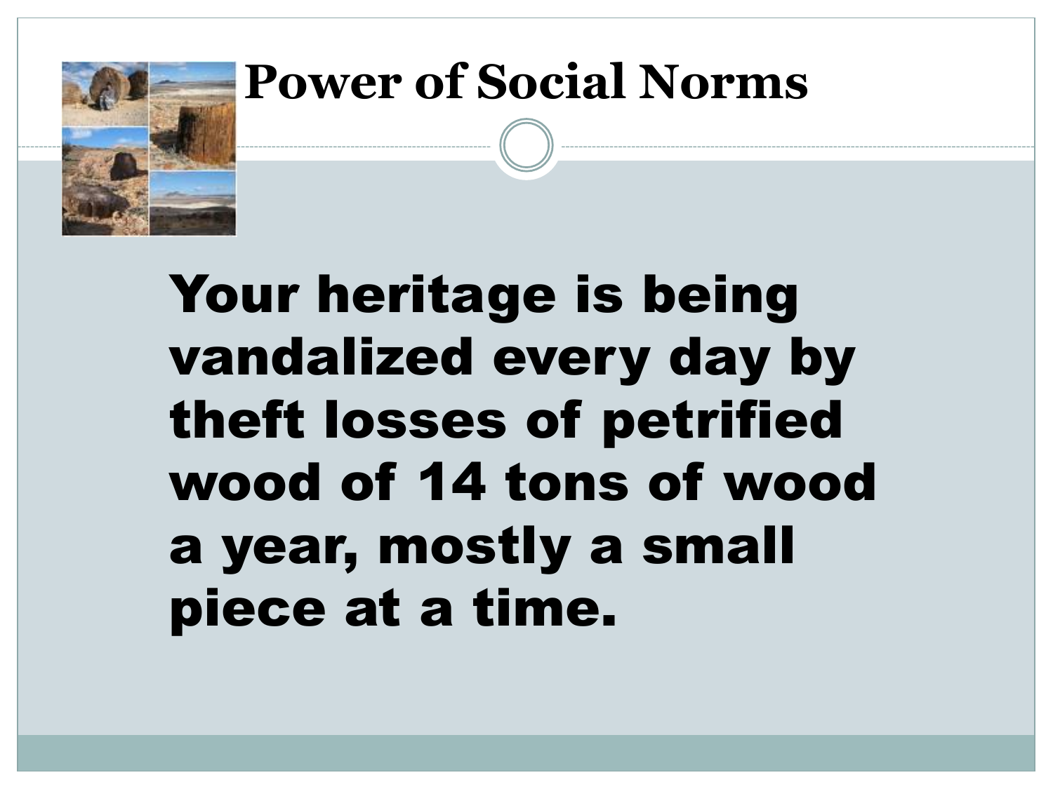# Power of Social Norms

**Your heritage is being vandalized every day by theft losses of petrified wood of 14 tons of wood a year, mostly a small piece at a time.**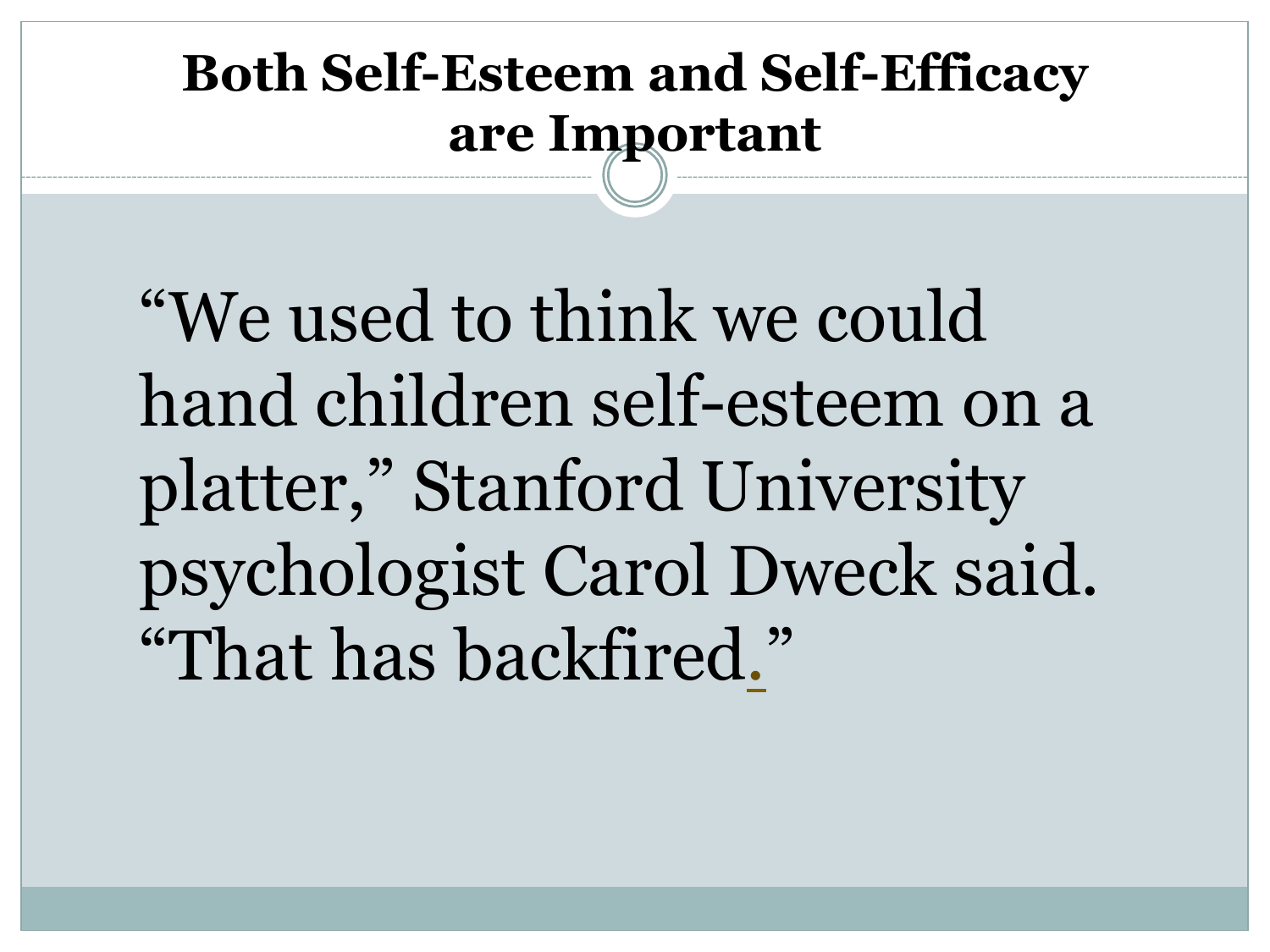# Both Self-Esteem and Self-Efficacy are Important

"We used to think we could hand children self-esteem on a platter," Stanford University psychologist Carol Dweck said. "That has backfired."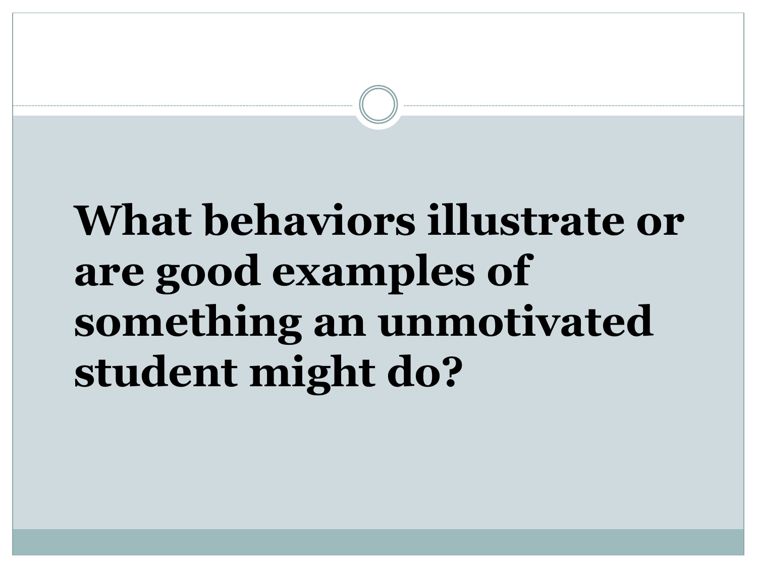**What behaviors illustrate or are good examples of something an unmotivated student might do?**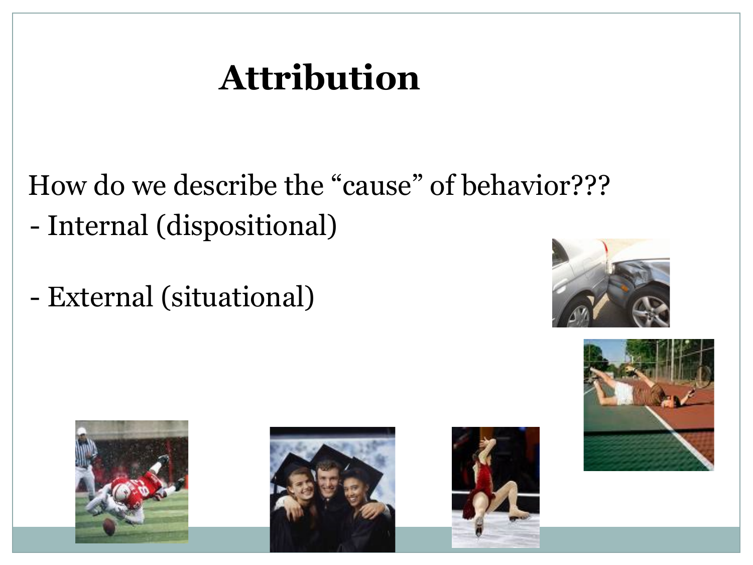# Attribution

How do we describe the "cause" of behavior???

- Internal (dispositional)

- External (situational)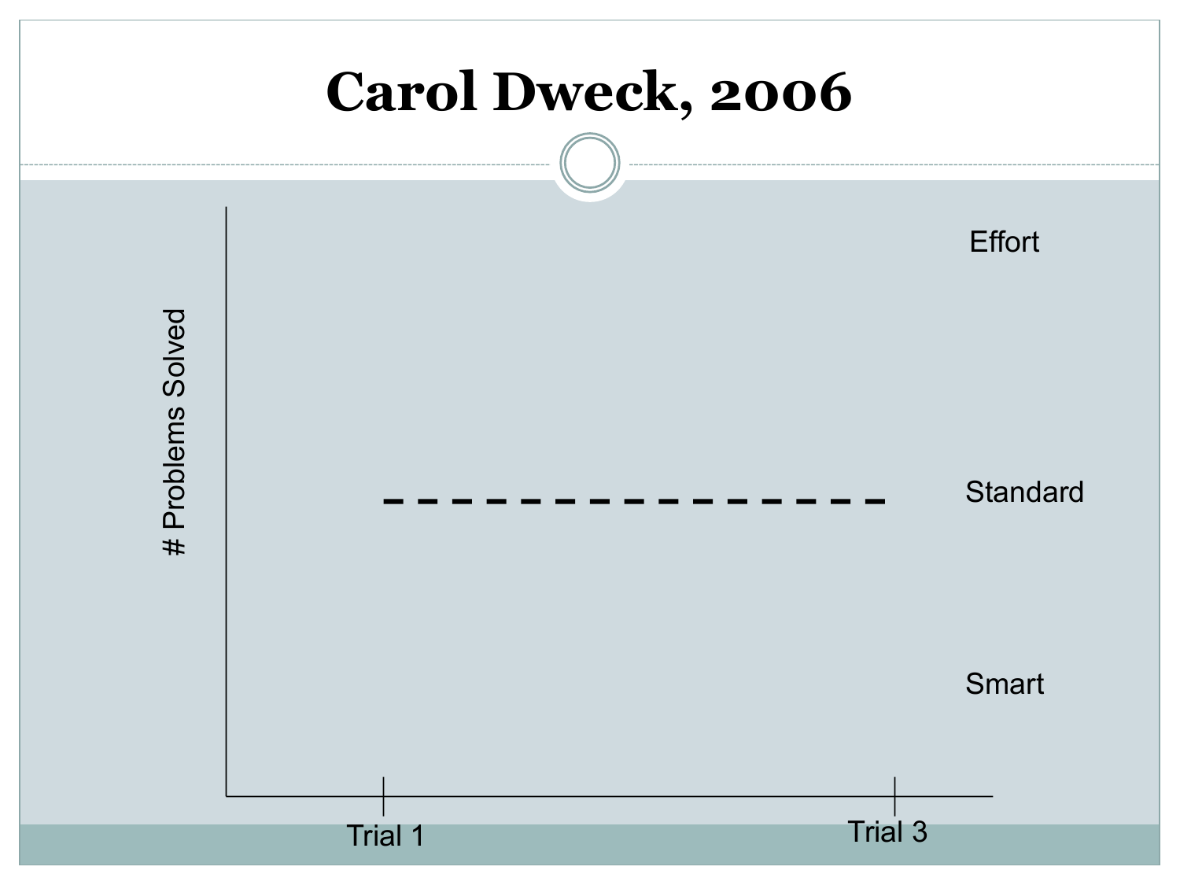# Carol Dweck, 2006

# Problems Solved

Effort

Standard

Smart

Trial 1

Trial 3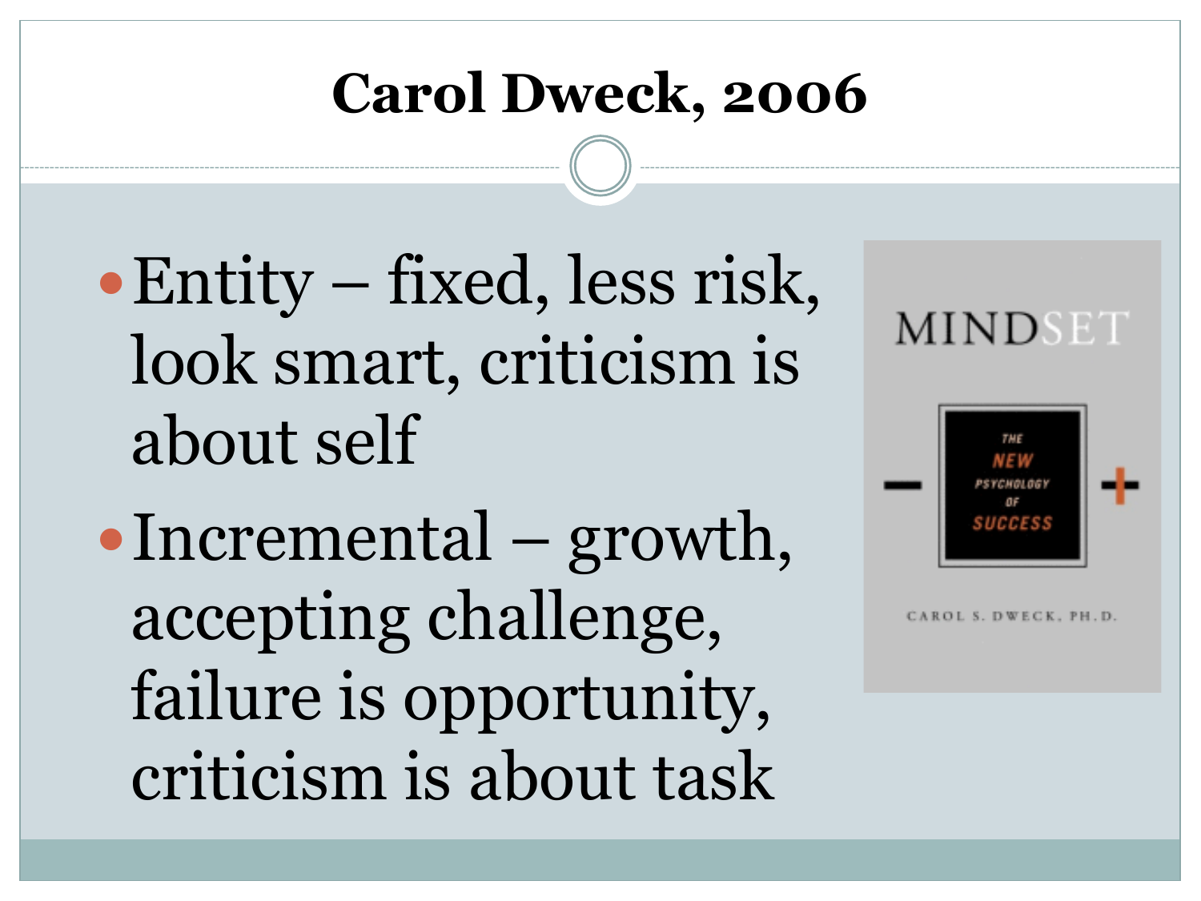# Carol Dweck, 2006

- Entity – fixed, less risk, look smart, criticism is about self
- Incremental – growth, accepting challenge, failure is opportunity, criticism is about task